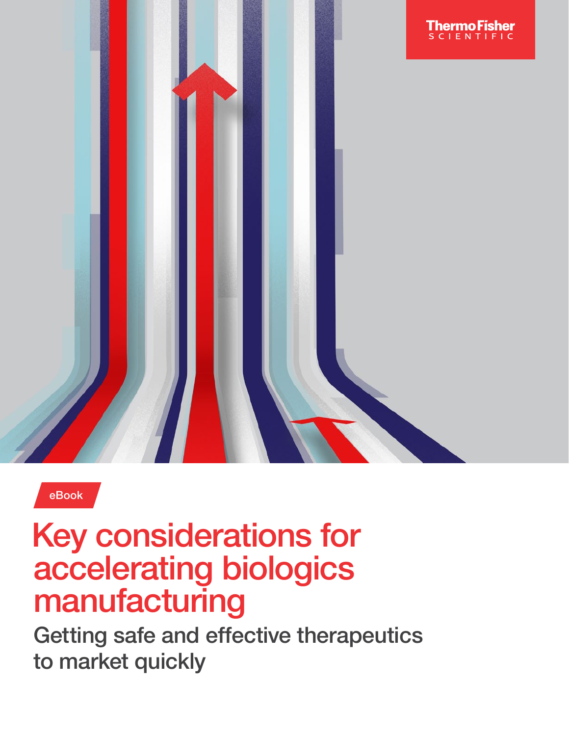Thermo Fisher SCIENTIFIC

eBook

# Key considerations for accelerating biologics manufacturing

## Getting safe and effective therapeutics to market quickly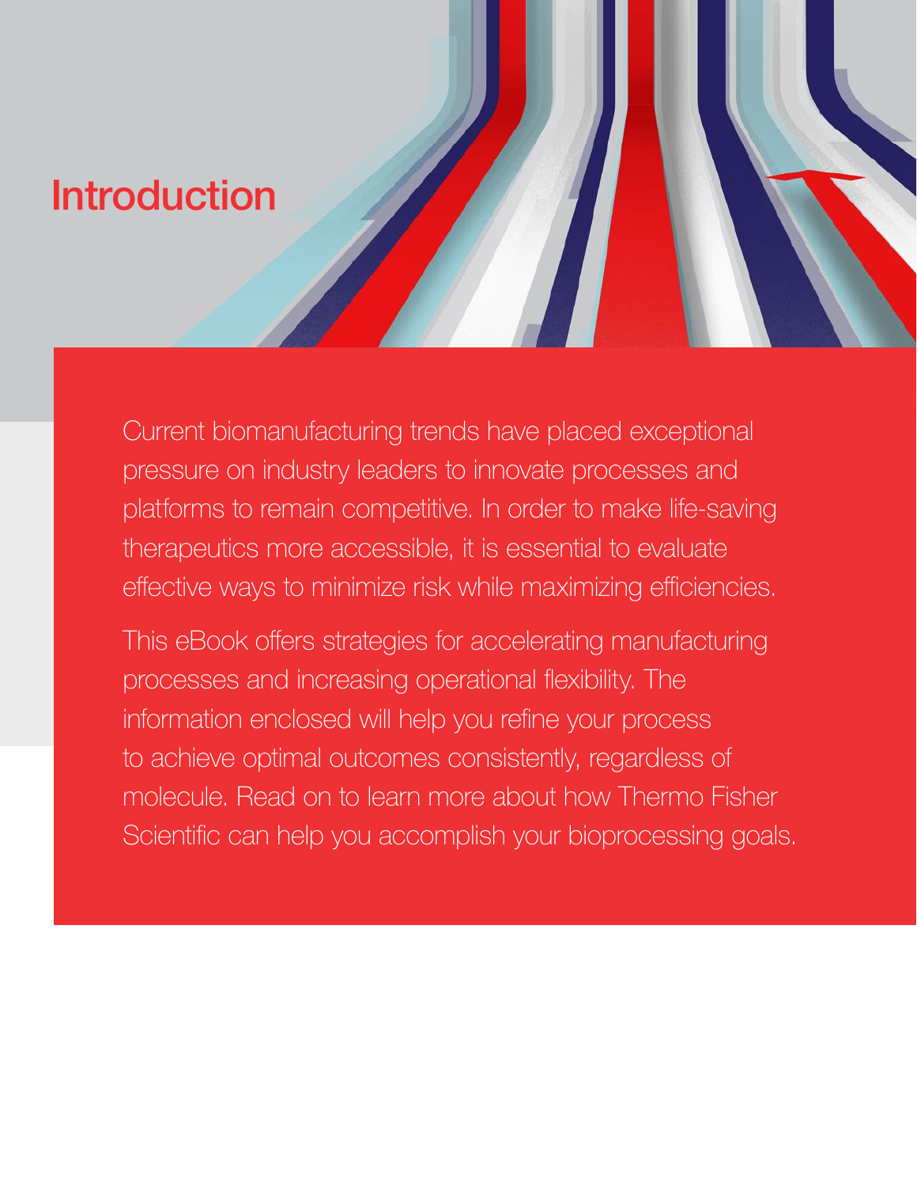# Introduction

Current biomanufacturing trends have placed exceptional pressure on industry leaders to innovate processes and platforms to remain competitive. In order to make life-saving therapeutics more accessible, it is essential to evaluate effective ways to minimize risk while maximizing efficiencies.

This eBook offers strategies for accelerating manufacturing processes and increasing operational flexibility. The information enclosed will help you refine your process to achieve optimal outcomes consistently, regardless of molecule. Read on to learn more about how Thermo Fisher Scientific can help you accomplish your bioprocessing goals.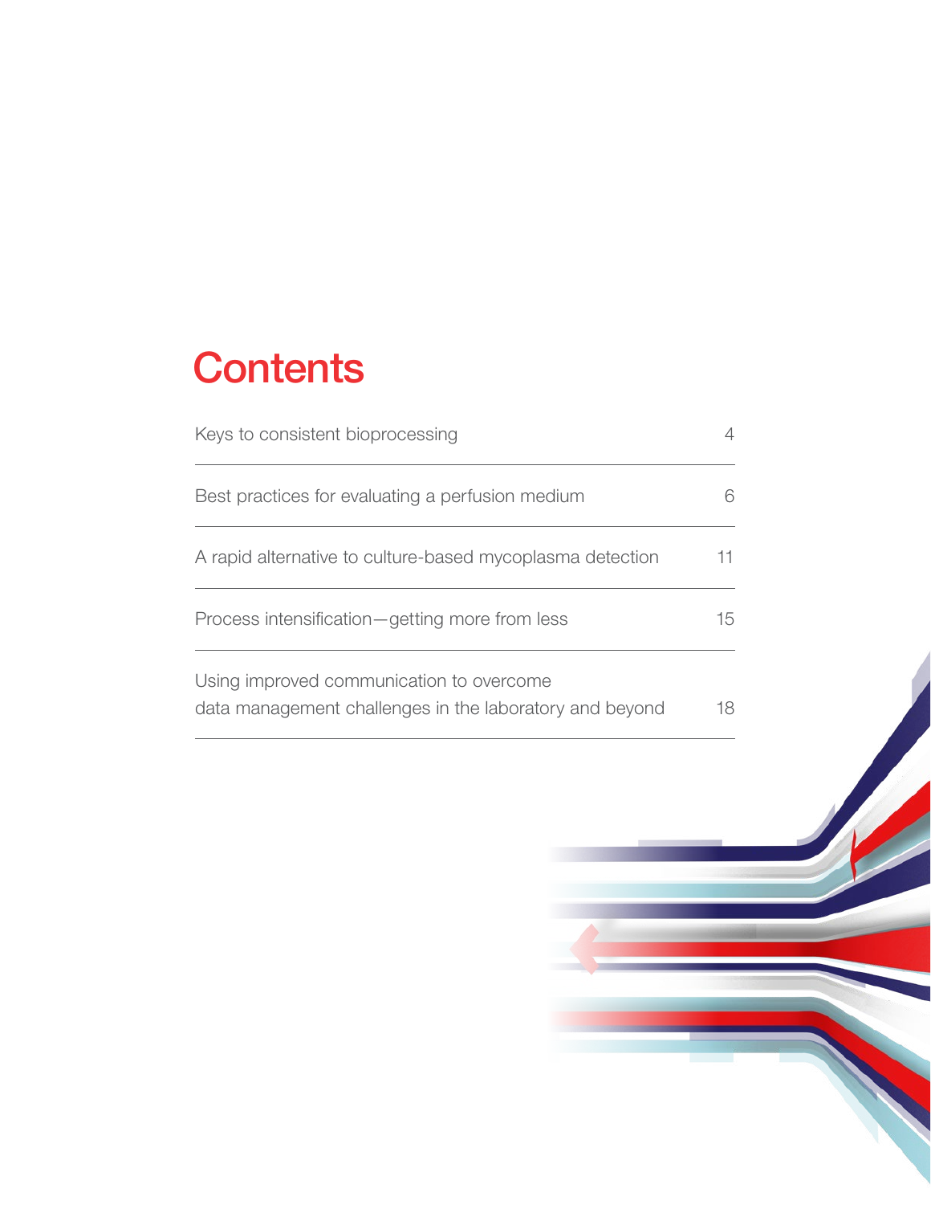# Contents

| | |
|---|---|
| Keys to consistent bioprocessing | 4 |
| Best practices for evaluating a perfusion medium | 6 |
| A rapid alternative to culture-based mycoplasma detection | 11 |
| Process intensification—getting more from less | 15 |
| Using improved communication to overcome data management challenges in the laboratory and beyond | 18 |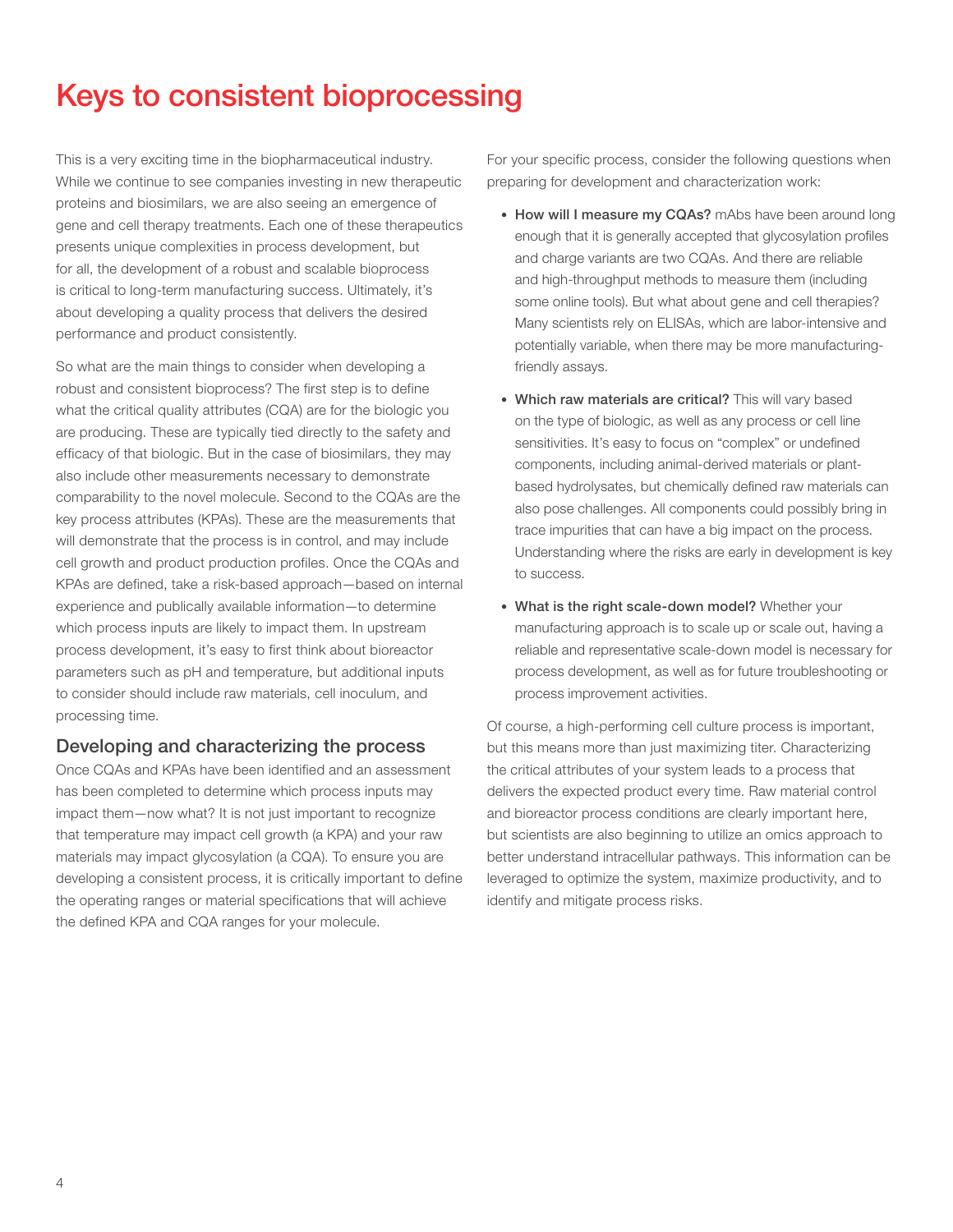# Keys to consistent bioprocessing

This is a very exciting time in the biopharmaceutical industry. While we continue to see companies investing in new therapeutic proteins and biosimilars, we are also seeing an emergence of gene and cell therapy treatments. Each one of these therapeutics presents unique complexities in process development, but for all, the development of a robust and scalable bioprocess is critical to long-term manufacturing success. Ultimately, it's about developing a quality process that delivers the desired performance and product consistently.

So what are the main things to consider when developing a robust and consistent bioprocess? The first step is to define what the critical quality attributes (CQA) are for the biologic you are producing. These are typically tied directly to the safety and efficacy of that biologic. But in the case of biosimilars, they may also include other measurements necessary to demonstrate comparability to the novel molecule. Second to the CQAs are the key process attributes (KPAs). These are the measurements that will demonstrate that the process is in control, and may include cell growth and product production profiles. Once the CQAs and KPAs are defined, take a risk-based approach—based on internal experience and publically available information—to determine which process inputs are likely to impact them. In upstream process development, it's easy to first think about bioreactor parameters such as pH and temperature, but additional inputs to consider should include raw materials, cell inoculum, and processing time.

## Developing and characterizing the process

Once CQAs and KPAs have been identified and an assessment has been completed to determine which process inputs may impact them—now what? It is not just important to recognize that temperature may impact cell growth (a KPA) and your raw materials may impact glycosylation (a CQA). To ensure you are developing a consistent process, it is critically important to define the operating ranges or material specifications that will achieve the defined KPA and CQA ranges for your molecule.

For your specific process, consider the following questions when preparing for development and characterization work:

- **How will I measure my CQAs?** mAbs have been around long enough that it is generally accepted that glycosylation profiles and charge variants are two CQAs. And there are reliable and high-throughput methods to measure them (including some online tools). But what about gene and cell therapies? Many scientists rely on ELISAs, which are labor-intensive and potentially variable, when there may be more manufacturing-friendly assays.
- **Which raw materials are critical?** This will vary based on the type of biologic, as well as any process or cell line sensitivities. It's easy to focus on "complex" or undefined components, including animal-derived materials or plant-based hydrolysates, but chemically defined raw materials can also pose challenges. All components could possibly bring in trace impurities that can have a big impact on the process. Understanding where the risks are early in development is key to success.
- **What is the right scale-down model?** Whether your manufacturing approach is to scale up or scale out, having a reliable and representative scale-down model is necessary for process development, as well as for future troubleshooting or process improvement activities.

Of course, a high-performing cell culture process is important, but this means more than just maximizing titer. Characterizing the critical attributes of your system leads to a process that delivers the expected product every time. Raw material control and bioreactor process conditions are clearly important here, but scientists are also beginning to utilize an omics approach to better understand intracellular pathways. This information can be leveraged to optimize the system, maximize productivity, and to identify and mitigate process risks.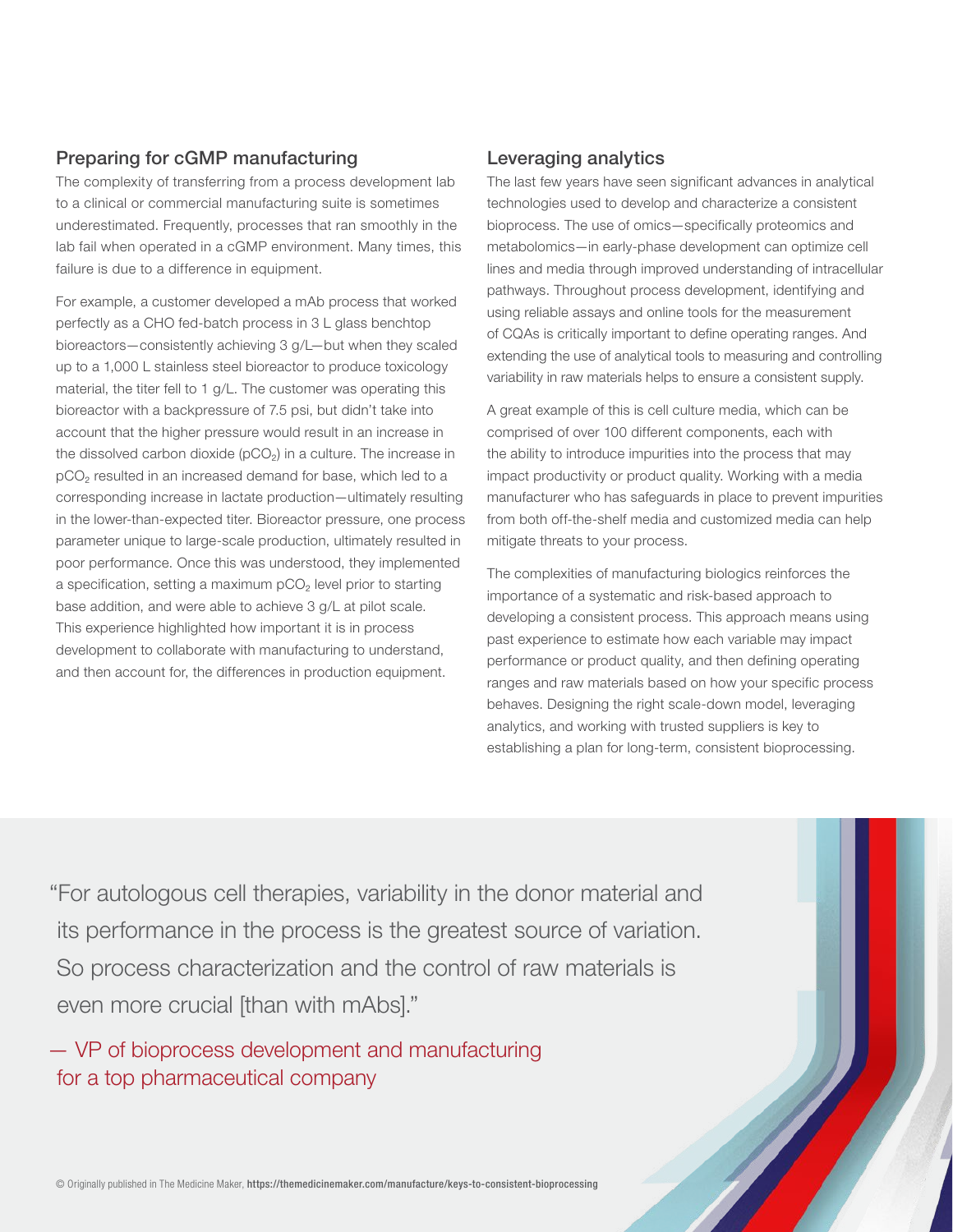## Preparing for cGMP manufacturing

The complexity of transferring from a process development lab to a clinical or commercial manufacturing suite is sometimes underestimated. Frequently, processes that ran smoothly in the lab fail when operated in a cGMP environment. Many times, this failure is due to a difference in equipment.

For example, a customer developed a mAb process that worked perfectly as a CHO fed-batch process in 3 L glass benchtop bioreactors—consistently achieving 3 g/L—but when they scaled up to a 1,000 L stainless steel bioreactor to produce toxicology material, the titer fell to 1 g/L. The customer was operating this bioreactor with a backpressure of 7.5 psi, but didn't take into account that the higher pressure would result in an increase in the dissolved carbon dioxide ($pCO_2$) in a culture. The increase in $pCO_2$ resulted in an increased demand for base, which led to a corresponding increase in lactate production—ultimately resulting in the lower-than-expected titer. Bioreactor pressure, one process parameter unique to large-scale production, ultimately resulted in poor performance. Once this was understood, they implemented a specification, setting a maximum $pCO_2$ level prior to starting base addition, and were able to achieve 3 g/L at pilot scale. This experience highlighted how important it is in process development to collaborate with manufacturing to understand, and then account for, the differences in production equipment.

## Leveraging analytics

The last few years have seen significant advances in analytical technologies used to develop and characterize a consistent bioprocess. The use of omics—specifically proteomics and metabolomics—in early-phase development can optimize cell lines and media through improved understanding of intracellular pathways. Throughout process development, identifying and using reliable assays and online tools for the measurement of CQAs is critically important to define operating ranges. And extending the use of analytical tools to measuring and controlling variability in raw materials helps to ensure a consistent supply.

A great example of this is cell culture media, which can be comprised of over 100 different components, each with the ability to introduce impurities into the process that may impact productivity or product quality. Working with a media manufacturer who has safeguards in place to prevent impurities from both off-the-shelf media and customized media can help mitigate threats to your process.

The complexities of manufacturing biologics reinforces the importance of a systematic and risk-based approach to developing a consistent process. This approach means using past experience to estimate how each variable may impact performance or product quality, and then defining operating ranges and raw materials based on how your specific process behaves. Designing the right scale-down model, leveraging analytics, and working with trusted suppliers is key to establishing a plan for long-term, consistent bioprocessing.

> "For autologous cell therapies, variability in the donor material and its performance in the process is the greatest source of variation. So process characterization and the control of raw materials is even more crucial [than with mAbs]."
>
> — VP of bioprocess development and manufacturing for a top pharmaceutical company

© Originally published in The Medicine Maker, **https://themedicinemaker.com/manufacture/keys-to-consistent-bioprocessing**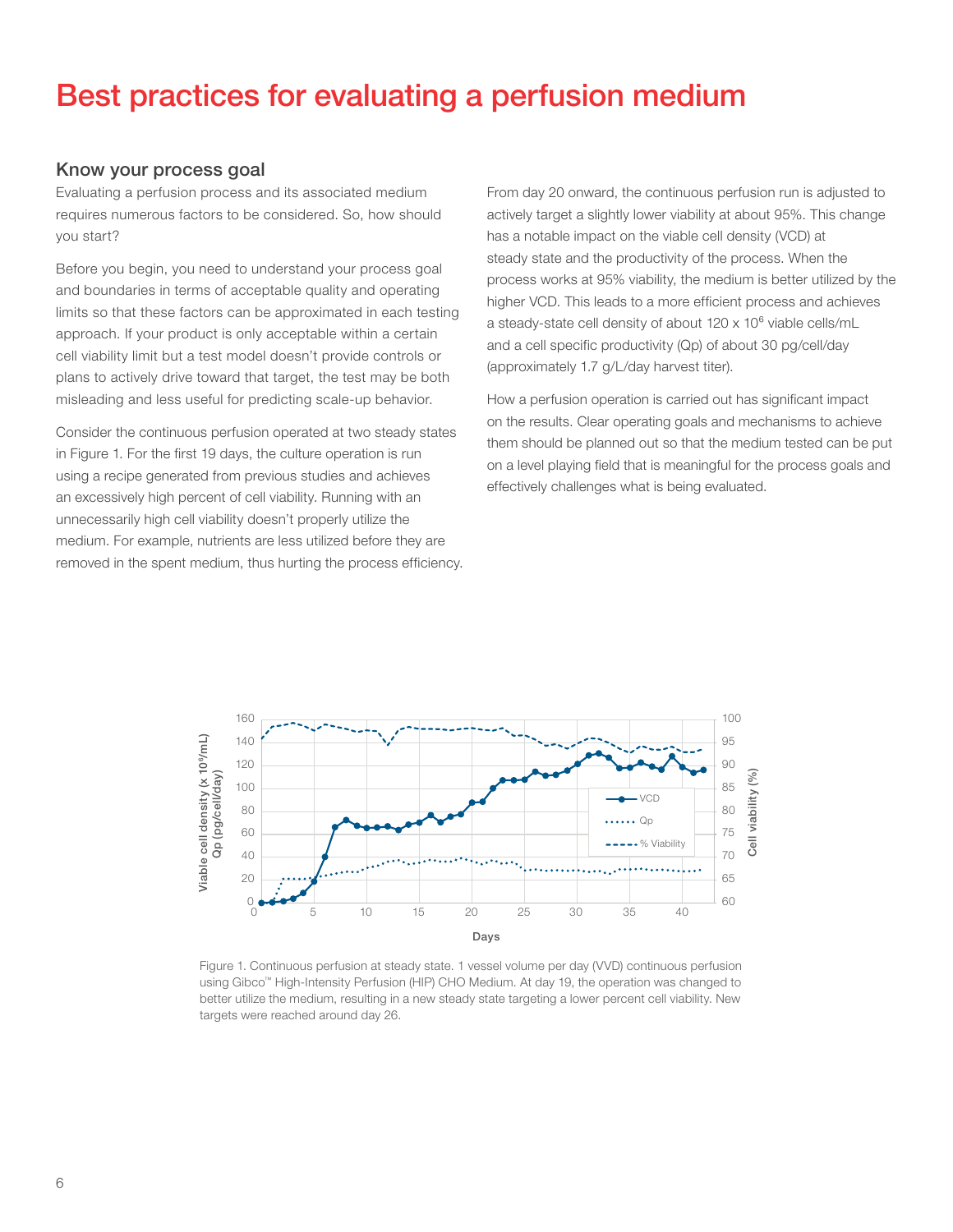# Best practices for evaluating a perfusion medium

## Know your process goal

Evaluating a perfusion process and its associated medium requires numerous factors to be considered. So, how should you start?

Before you begin, you need to understand your process goal and boundaries in terms of acceptable quality and operating limits so that these factors can be approximated in each testing approach. If your product is only acceptable within a certain cell viability limit but a test model doesn't provide controls or plans to actively drive toward that target, the test may be both misleading and less useful for predicting scale-up behavior.

Consider the continuous perfusion operated at two steady states in Figure 1. For the first 19 days, the culture operation is run using a recipe generated from previous studies and achieves an excessively high percent of cell viability. Running with an unnecessarily high cell viability doesn't properly utilize the medium. For example, nutrients are less utilized before they are removed in the spent medium, thus hurting the process efficiency.

From day 20 onward, the continuous perfusion run is adjusted to actively target a slightly lower viability at about 95%. This change has a notable impact on the viable cell density (VCD) at steady state and the productivity of the process. When the process works at 95% viability, the medium is better utilized by the higher VCD. This leads to a more efficient process and achieves a steady-state cell density of about 120 x $10^6$ viable cells/mL and a cell specific productivity (Qp) of about 30 pg/cell/day (approximately 1.7 g/L/day harvest titer).

How a perfusion operation is carried out has significant impact on the results. Clear operating goals and mechanisms to achieve them should be planned out so that the medium tested can be put on a level playing field that is meaningful for the process goals and effectively challenges what is being evaluated.

Figure 1. Continuous perfusion at steady state. 1 vessel volume per day (VVD) continuous perfusion using Gibco™ High-Intensity Perfusion (HIP) CHO Medium. At day 19, the operation was changed to better utilize the medium, resulting in a new steady state targeting a lower percent cell viability. New targets were reached around day 26.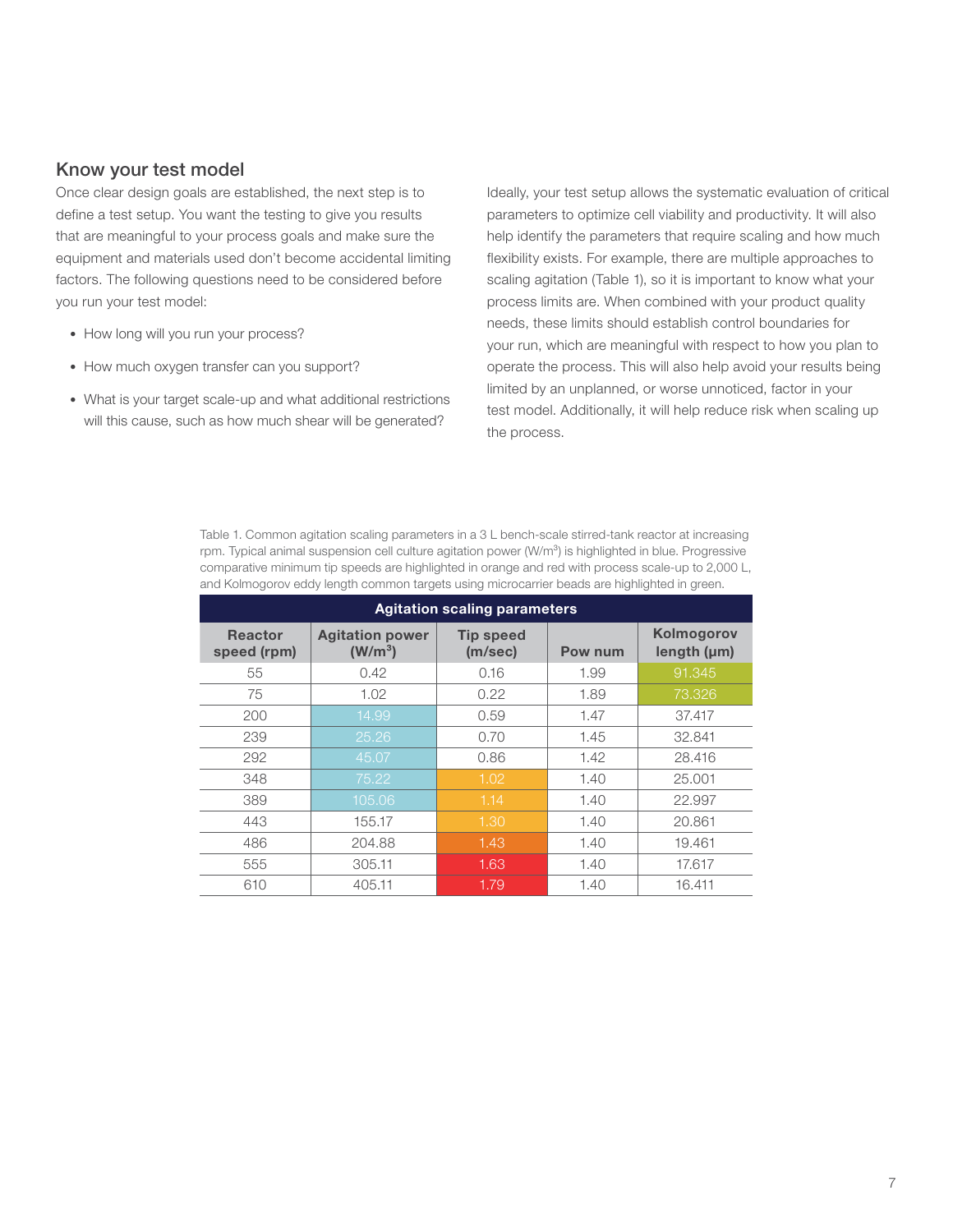## Know your test model

Once clear design goals are established, the next step is to define a test setup. You want the testing to give you results that are meaningful to your process goals and make sure the equipment and materials used don't become accidental limiting factors. The following questions need to be considered before you run your test model:

- How long will you run your process?
- How much oxygen transfer can you support?
- What is your target scale-up and what additional restrictions will this cause, such as how much shear will be generated?

Ideally, your test setup allows the systematic evaluation of critical parameters to optimize cell viability and productivity. It will also help identify the parameters that require scaling and how much flexibility exists. For example, there are multiple approaches to scaling agitation (Table 1), so it is important to know what your process limits are. When combined with your product quality needs, these limits should establish control boundaries for your run, which are meaningful with respect to how you plan to operate the process. This will also help avoid your results being limited by an unplanned, or worse unnoticed, factor in your test model. Additionally, it will help reduce risk when scaling up the process.

Table 1. Common agitation scaling parameters in a 3 L bench-scale stirred-tank reactor at increasing rpm. Typical animal suspension cell culture agitation power (W/m$^3$) is highlighted in blue. Progressive comparative minimum tip speeds are highlighted in orange and red with process scale-up to 2,000 L, and Kolmogorov eddy length common targets using microcarrier beads are highlighted in green.

| Agitation scaling parameters | | | | |
|---|---|---|---|---|
| Reactor speed (rpm) | Agitation power (W/m$^3$) | Tip speed (m/sec) | Pow num | Kolmogorov length (µm) |
| 55 | 0.42 | 0.16 | 1.99 | 91.345 |
| 75 | 1.02 | 0.22 | 1.89 | 73.326 |
| 200 | 14.99 | 0.59 | 1.47 | 37.417 |
| 239 | 25.26 | 0.70 | 1.45 | 32.841 |
| 292 | 45.07 | 0.86 | 1.42 | 28.416 |
| 348 | 75.22 | 1.02 | 1.40 | 25.001 |
| 389 | 105.06 | 1.14 | 1.40 | 22.997 |
| 443 | 155.17 | 1.30 | 1.40 | 20.861 |
| 486 | 204.88 | 1.43 | 1.40 | 19.461 |
| 555 | 305.11 | 1.63 | 1.40 | 17.617 |
| 610 | 405.11 | 1.79 | 1.40 | 16.411 |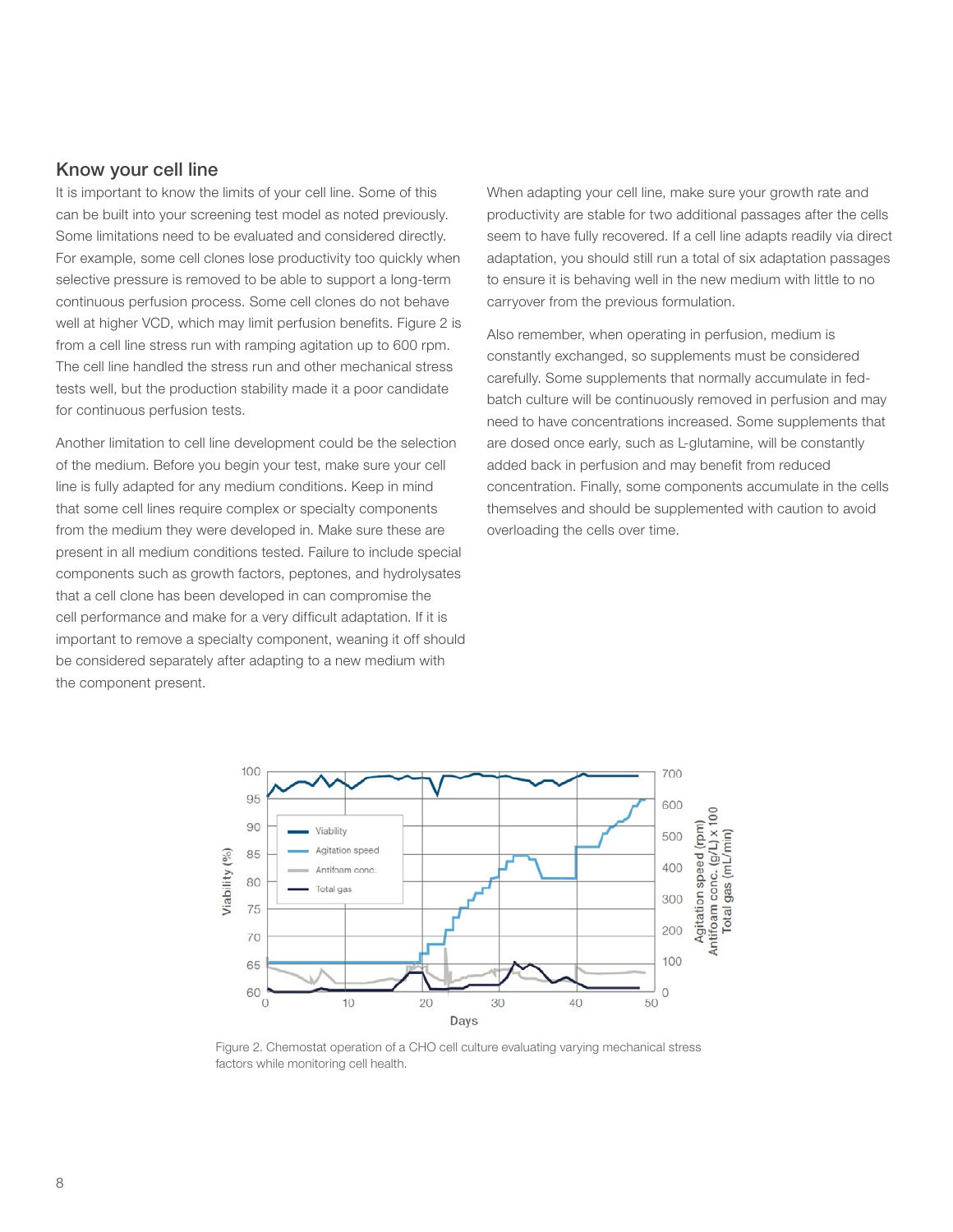## Know your cell line

It is important to know the limits of your cell line. Some of this can be built into your screening test model as noted previously. Some limitations need to be evaluated and considered directly. For example, some cell clones lose productivity too quickly when selective pressure is removed to be able to support a long-term continuous perfusion process. Some cell clones do not behave well at higher VCD, which may limit perfusion benefits. Figure 2 is from a cell line stress run with ramping agitation up to 600 rpm. The cell line handled the stress run and other mechanical stress tests well, but the production stability made it a poor candidate for continuous perfusion tests.

Another limitation to cell line development could be the selection of the medium. Before you begin your test, make sure your cell line is fully adapted for any medium conditions. Keep in mind that some cell lines require complex or specialty components from the medium they were developed in. Make sure these are present in all medium conditions tested. Failure to include special components such as growth factors, peptones, and hydrolysates that a cell clone has been developed in can compromise the cell performance and make for a very difficult adaptation. If it is important to remove a specialty component, weaning it off should be considered separately after adapting to a new medium with the component present.

When adapting your cell line, make sure your growth rate and productivity are stable for two additional passages after the cells seem to have fully recovered. If a cell line adapts readily via direct adaptation, you should still run a total of six adaptation passages to ensure it is behaving well in the new medium with little to no carryover from the previous formulation.

Also remember, when operating in perfusion, medium is constantly exchanged, so supplements must be considered carefully. Some supplements that normally accumulate in fed-batch culture will be continuously removed in perfusion and may need to have concentrations increased. Some supplements that are dosed once early, such as L-glutamine, will be constantly added back in perfusion and may benefit from reduced concentration. Finally, some components accumulate in the cells themselves and should be supplemented with caution to avoid overloading the cells over time.

Figure 2. Chemostat operation of a CHO cell culture evaluating varying mechanical stress factors while monitoring cell health.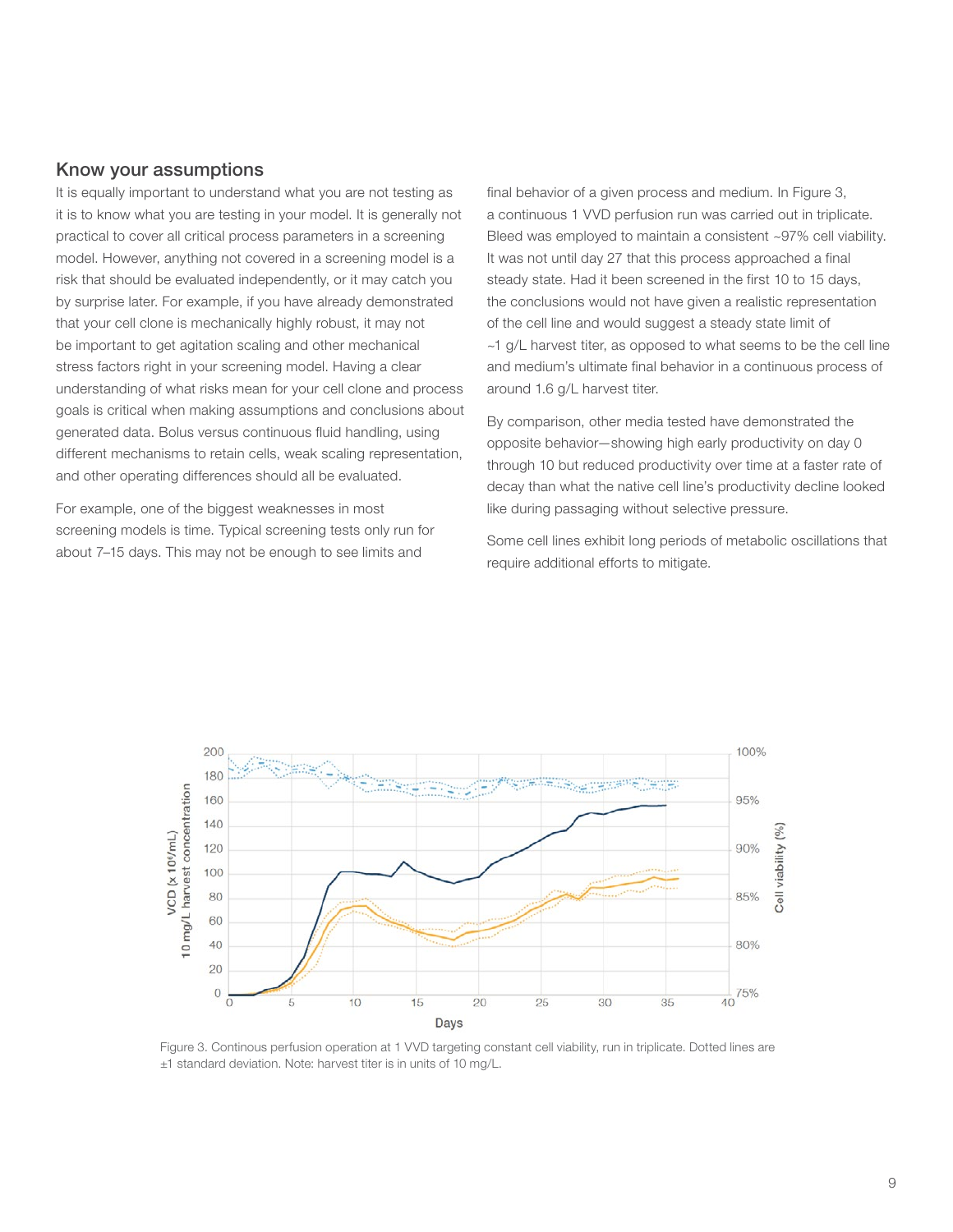## Know your assumptions

It is equally important to understand what you are not testing as it is to know what you are testing in your model. It is generally not practical to cover all critical process parameters in a screening model. However, anything not covered in a screening model is a risk that should be evaluated independently, or it may catch you by surprise later. For example, if you have already demonstrated that your cell clone is mechanically highly robust, it may not be important to get agitation scaling and other mechanical stress factors right in your screening model. Having a clear understanding of what risks mean for your cell clone and process goals is critical when making assumptions and conclusions about generated data. Bolus versus continuous fluid handling, using different mechanisms to retain cells, weak scaling representation, and other operating differences should all be evaluated.

For example, one of the biggest weaknesses in most screening models is time. Typical screening tests only run for about 7–15 days. This may not be enough to see limits and final behavior of a given process and medium. In Figure 3, a continuous 1 VVD perfusion run was carried out in triplicate. Bleed was employed to maintain a consistent ~97% cell viability. It was not until day 27 that this process approached a final steady state. Had it been screened in the first 10 to 15 days, the conclusions would not have given a realistic representation of the cell line and would suggest a steady state limit of ~1 g/L harvest titer, as opposed to what seems to be the cell line and medium's ultimate final behavior in a continuous process of around 1.6 g/L harvest titer.

By comparison, other media tested have demonstrated the opposite behavior—showing high early productivity on day 0 through 10 but reduced productivity over time at a faster rate of decay than what the native cell line's productivity decline looked like during passaging without selective pressure.

Some cell lines exhibit long periods of metabolic oscillations that require additional efforts to mitigate.

Figure 3. Continous perfusion operation at 1 VVD targeting constant cell viability, run in triplicate. Dotted lines are ±1 standard deviation. Note: harvest titer is in units of 10 mg/L.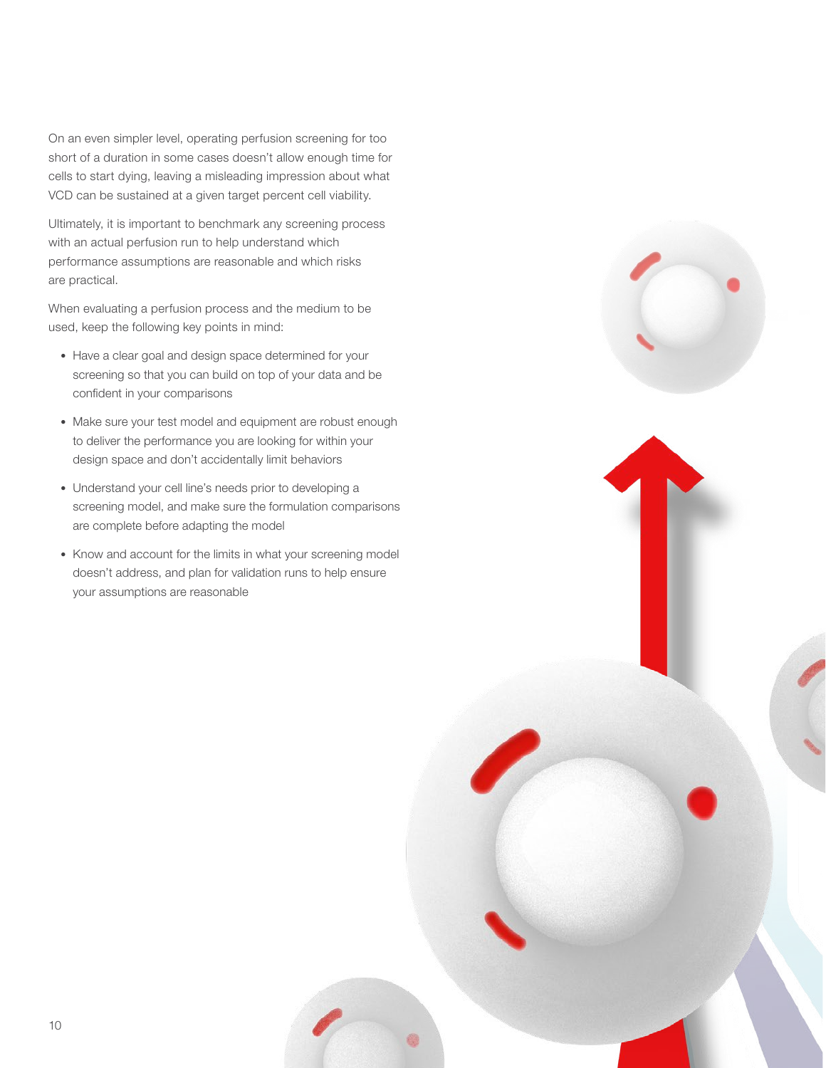On an even simpler level, operating perfusion screening for too short of a duration in some cases doesn't allow enough time for cells to start dying, leaving a misleading impression about what VCD can be sustained at a given target percent cell viability.

Ultimately, it is important to benchmark any screening process with an actual perfusion run to help understand which performance assumptions are reasonable and which risks are practical.

When evaluating a perfusion process and the medium to be used, keep the following key points in mind:

- Have a clear goal and design space determined for your screening so that you can build on top of your data and be confident in your comparisons
- Make sure your test model and equipment are robust enough to deliver the performance you are looking for within your design space and don't accidentally limit behaviors
- Understand your cell line's needs prior to developing a screening model, and make sure the formulation comparisons are complete before adapting the model
- Know and account for the limits in what your screening model doesn't address, and plan for validation runs to help ensure your assumptions are reasonable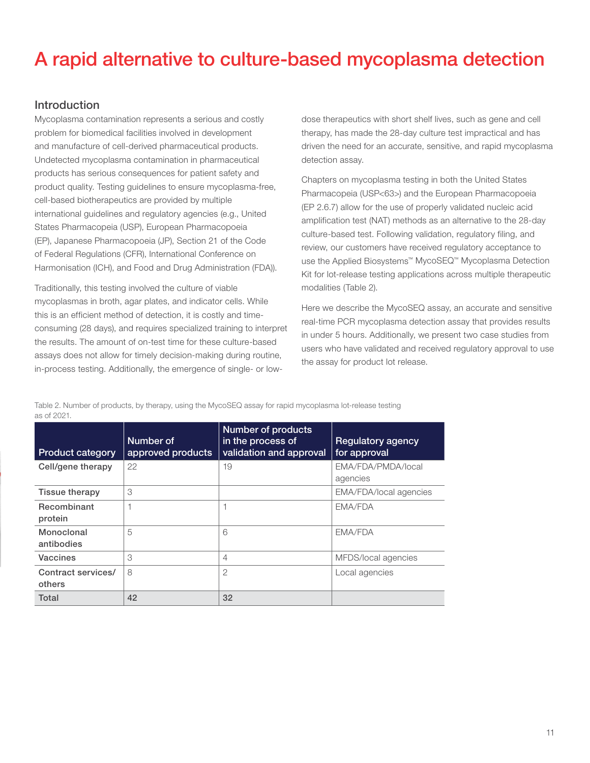# A rapid alternative to culture-based mycoplasma detection

## Introduction

Mycoplasma contamination represents a serious and costly problem for biomedical facilities involved in development and manufacture of cell-derived pharmaceutical products. Undetected mycoplasma contamination in pharmaceutical products has serious consequences for patient safety and product quality. Testing guidelines to ensure mycoplasma-free, cell-based biotherapeutics are provided by multiple international guidelines and regulatory agencies (e.g., United States Pharmacopeia (USP), European Pharmacopoeia (EP), Japanese Pharmacopoeia (JP), Section 21 of the Code of Federal Regulations (CFR), International Conference on Harmonisation (ICH), and Food and Drug Administration (FDA)).

Traditionally, this testing involved the culture of viable mycoplasmas in broth, agar plates, and indicator cells. While this is an efficient method of detection, it is costly and time-consuming (28 days), and requires specialized training to interpret the results. The amount of on-test time for these culture-based assays does not allow for timely decision-making during routine, in-process testing. Additionally, the emergence of single- or low-dose therapeutics with short shelf lives, such as gene and cell therapy, has made the 28-day culture test impractical and has driven the need for an accurate, sensitive, and rapid mycoplasma detection assay.

Chapters on mycoplasma testing in both the United States Pharmacopeia (USP<63>) and the European Pharmacopoeia (EP 2.6.7) allow for the use of properly validated nucleic acid amplification test (NAT) methods as an alternative to the 28-day culture-based test. Following validation, regulatory filing, and review, our customers have received regulatory acceptance to use the Applied Biosystems™ MycoSEQ™ Mycoplasma Detection Kit for lot-release testing applications across multiple therapeutic modalities (Table 2).

Here we describe the MycoSEQ assay, an accurate and sensitive real-time PCR mycoplasma detection assay that provides results in under 5 hours. Additionally, we present two case studies from users who have validated and received regulatory approval to use the assay for product lot release.

Table 2. Number of products, by therapy, using the MycoSEQ assay for rapid mycoplasma lot-release testing as of 2021.

| Product category | Number of approved products | Number of products in the process of validation and approval | Regulatory agency for approval |
|---|---|---|---|
| Cell/gene therapy | 22 | 19 | EMA/FDA/PMDA/local agencies |
| Tissue therapy | 3 | | EMA/FDA/local agencies |
| Recombinant protein | 1 | 1 | EMA/FDA |
| Monoclonal antibodies | 5 | 6 | EMA/FDA |
| Vaccines | 3 | 4 | MFDS/local agencies |
| Contract services/others | 8 | 2 | Local agencies |
| **Total** | **42** | **32** | |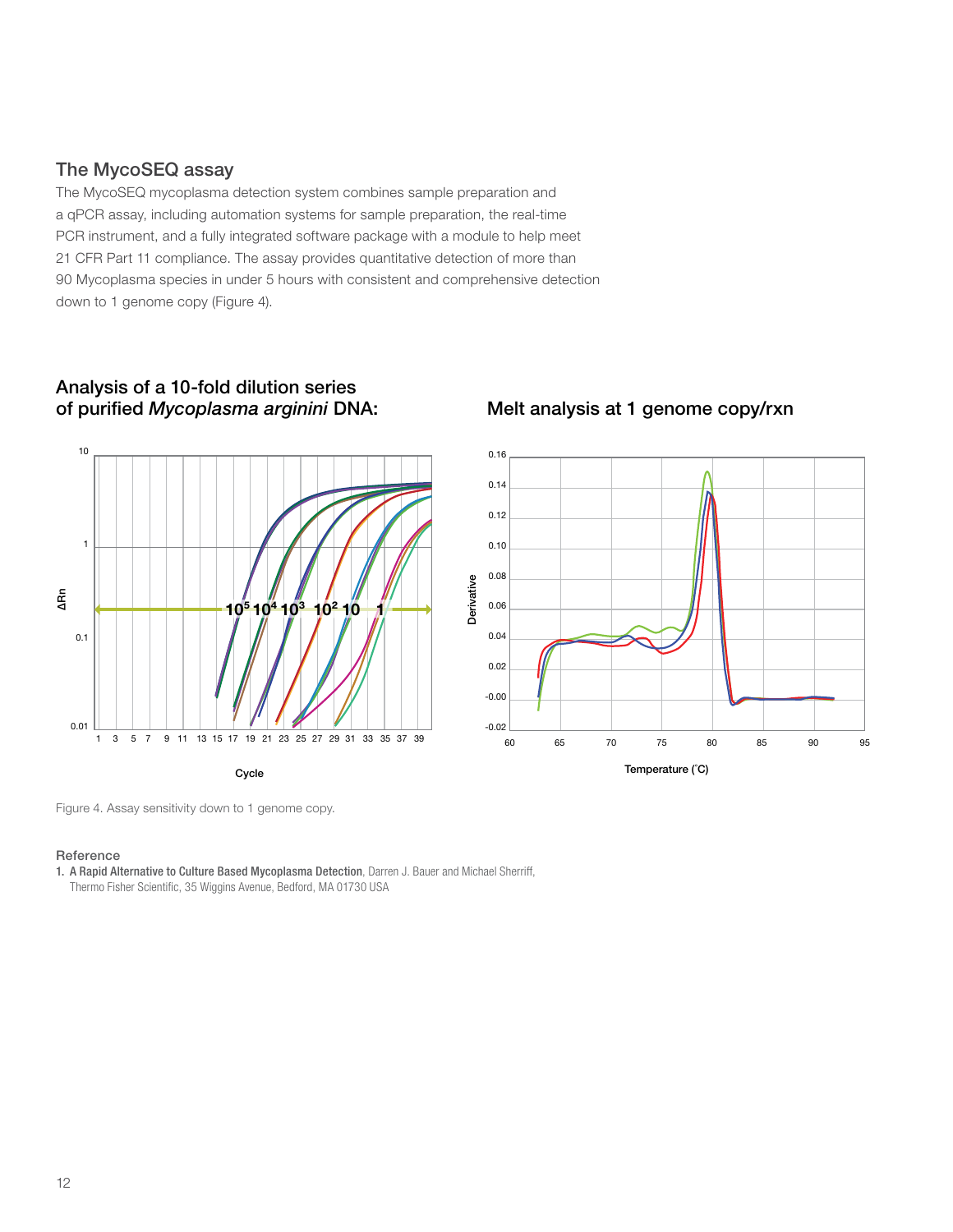## The MycoSEQ assay

The MycoSEQ mycoplasma detection system combines sample preparation and a qPCR assay, including automation systems for sample preparation, the real-time PCR instrument, and a fully integrated software package with a module to help meet 21 CFR Part 11 compliance. The assay provides quantitative detection of more than 90 Mycoplasma species in under 5 hours with consistent and comprehensive detection down to 1 genome copy (Figure 4).

### Analysis of a 10-fold dilution series of purified *Mycoplasma arginini* DNA:

### Melt analysis at 1 genome copy/rxn

Figure 4. Assay sensitivity down to 1 genome copy.

## Reference

1. **A Rapid Alternative to Culture Based Mycoplasma Detection**, Darren J. Bauer and Michael Sherriff, Thermo Fisher Scientific, 35 Wiggins Avenue, Bedford, MA 01730 USA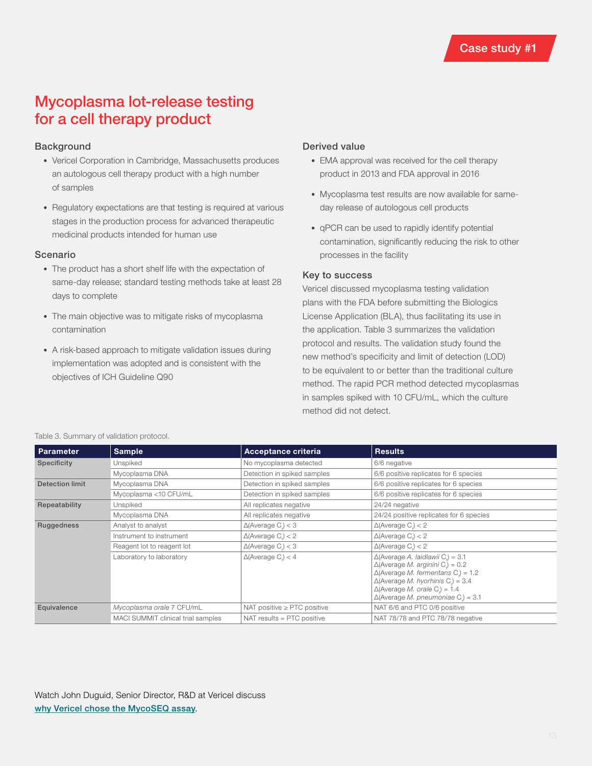Case study #1

# Mycoplasma lot-release testing for a cell therapy product

## Background

- Vericel Corporation in Cambridge, Massachusetts produces an autologous cell therapy product with a high number of samples
- Regulatory expectations are that testing is required at various stages in the production process for advanced therapeutic medicinal products intended for human use

## Scenario

- The product has a short shelf life with the expectation of same-day release; standard testing methods take at least 28 days to complete
- The main objective was to mitigate risks of mycoplasma contamination
- A risk-based approach to mitigate validation issues during implementation was adopted and is consistent with the objectives of ICH Guideline Q90

## Derived value

- EMA approval was received for the cell therapy product in 2013 and FDA approval in 2016
- Mycoplasma test results are now available for same-day release of autologous cell products
- qPCR can be used to rapidly identify potential contamination, significantly reducing the risk to other processes in the facility

## Key to success

Vericel discussed mycoplasma testing validation plans with the FDA before submitting the Biologics License Application (BLA), thus facilitating its use in the application. Table 3 summarizes the validation protocol and results. The validation study found the new method's specificity and limit of detection (LOD) to be equivalent to or better than the traditional culture method. The rapid PCR method detected mycoplasmas in samples spiked with 10 CFU/mL, which the culture method did not detect.

Table 3. Summary of validation protocol.

| Parameter | Sample | Acceptance criteria | Results |
|---|---|---|---|
| Specificity | Unspiked | No mycoplasma detected | 6/6 negative |
| | Mycoplasma DNA | Detection in spiked samples | 6/6 positive replicates for 6 species |
| Detection limit | Mycoplasma DNA | Detection in spiked samples | 6/6 positive replicates for 6 species |
| | Mycoplasma <10 CFU/mL | Detection in spiked samples | 6/6 positive replicates for 6 species |
| Repeatability | Unspiked | All replicates negative | 24/24 negative |
| | Mycoplasma DNA | All replicates negative | 24/24 positive replicates for 6 species |
| Ruggedness | Analyst to analyst | Δ(Average $C_t$) < 3 | Δ(Average $C_t$) < 2 |
| | Instrument to instrument | Δ(Average $C_t$) < 2 | Δ(Average $C_t$) < 2 |
| | Reagent lot to reagent lot | Δ(Average $C_t$) < 3 | Δ(Average $C_t$) < 2 |
| | Laboratory to laboratory | Δ(Average $C_t$) < 4 | Δ(Average *A. laidlawii* $C_t$) = 3.1<br>Δ(Average *M. arginini* $C_t$) = 0.2<br>Δ(Average *M. fermentans* $C_t$) = 1.2<br>Δ(Average *M. hyorhinis* $C_t$) = 3.4<br>Δ(Average *M. orale* $C_t$) = 1.4<br>Δ(Average *M. pneumoniae* $C_t$) = 3.1 |
| Equivalence | *Mycoplasma orale* 7 CFU/mL | NAT positive ≥ PTC positive | NAT 6/6 and PTC 0/6 positive |
| | MACI SUMMIT clinical trial samples | NAT results = PTC positive | NAT 78/78 and PTC 78/78 negative |

Watch John Duguid, Senior Director, R&D at Vericel discuss [why Vericel chose the MycoSEQ assay](#).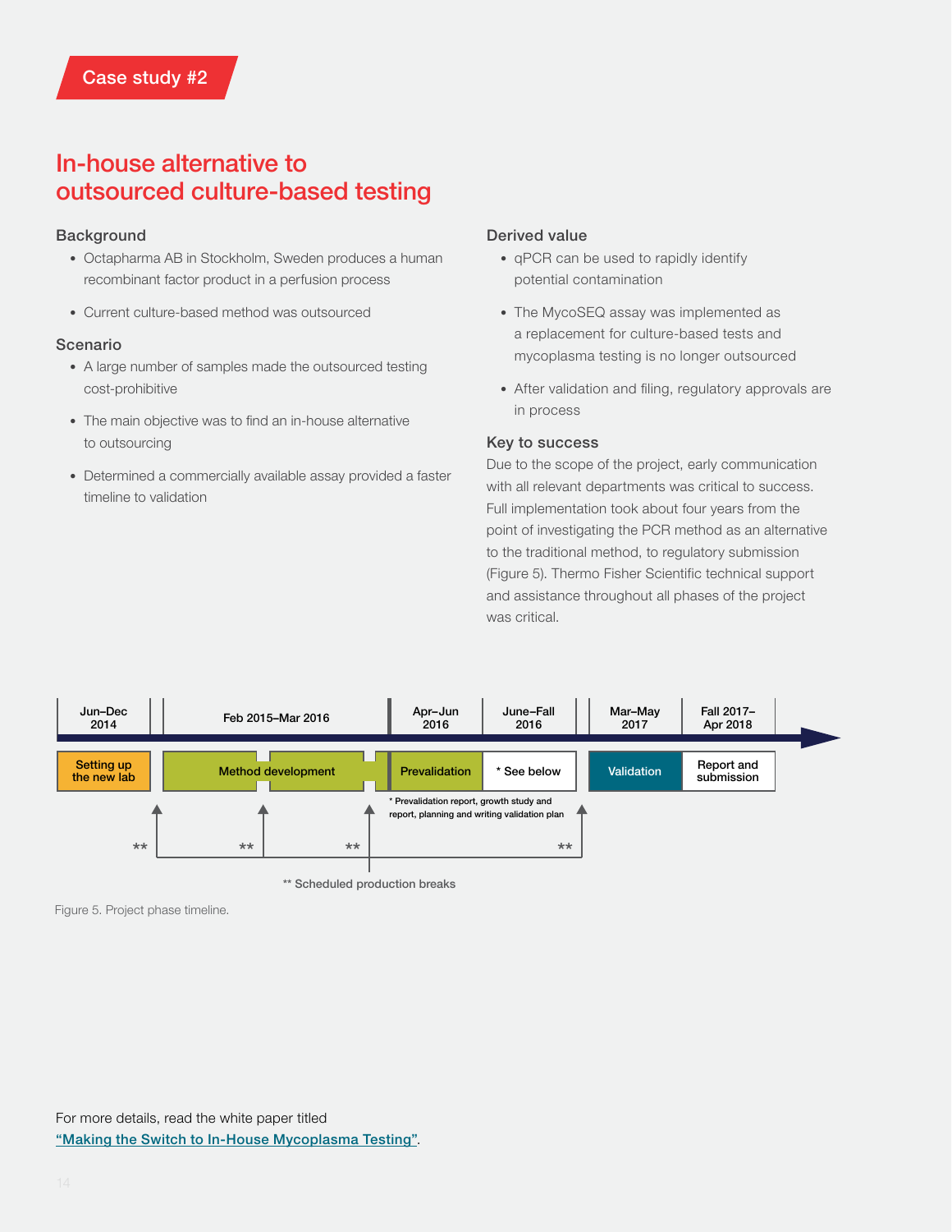Case study #2

# In-house alternative to outsourced culture-based testing

### Background

- Octapharma AB in Stockholm, Sweden produces a human recombinant factor product in a perfusion process
- Current culture-based method was outsourced

### Scenario

- A large number of samples made the outsourced testing cost-prohibitive
- The main objective was to find an in-house alternative to outsourcing
- Determined a commercially available assay provided a faster timeline to validation

### Derived value

- qPCR can be used to rapidly identify potential contamination
- The MycoSEQ assay was implemented as a replacement for culture-based tests and mycoplasma testing is no longer outsourced
- After validation and filing, regulatory approvals are in process

### Key to success

Due to the scope of the project, early communication with all relevant departments was critical to success. Full implementation took about four years from the point of investigating the PCR method as an alternative to the traditional method, to regulatory submission (Figure 5). Thermo Fisher Scientific technical support and assistance throughout all phases of the project was critical.

| Jun–Dec 2014 | Feb 2015–Mar 2016 | Apr–Jun 2016 | June–Fall 2016 | Mar–May 2017 | Fall 2017–Apr 2018 |
|---|---|---|---|---|---|
| Setting up the new lab | Method development | Prevalidation | * See below | Validation | Report and submission |

\* Prevalidation report, growth study and report, planning and writing validation plan

** Scheduled production breaks

Figure 5. Project phase timeline.

For more details, read the white paper titled "Making the Switch to In-House Mycoplasma Testing".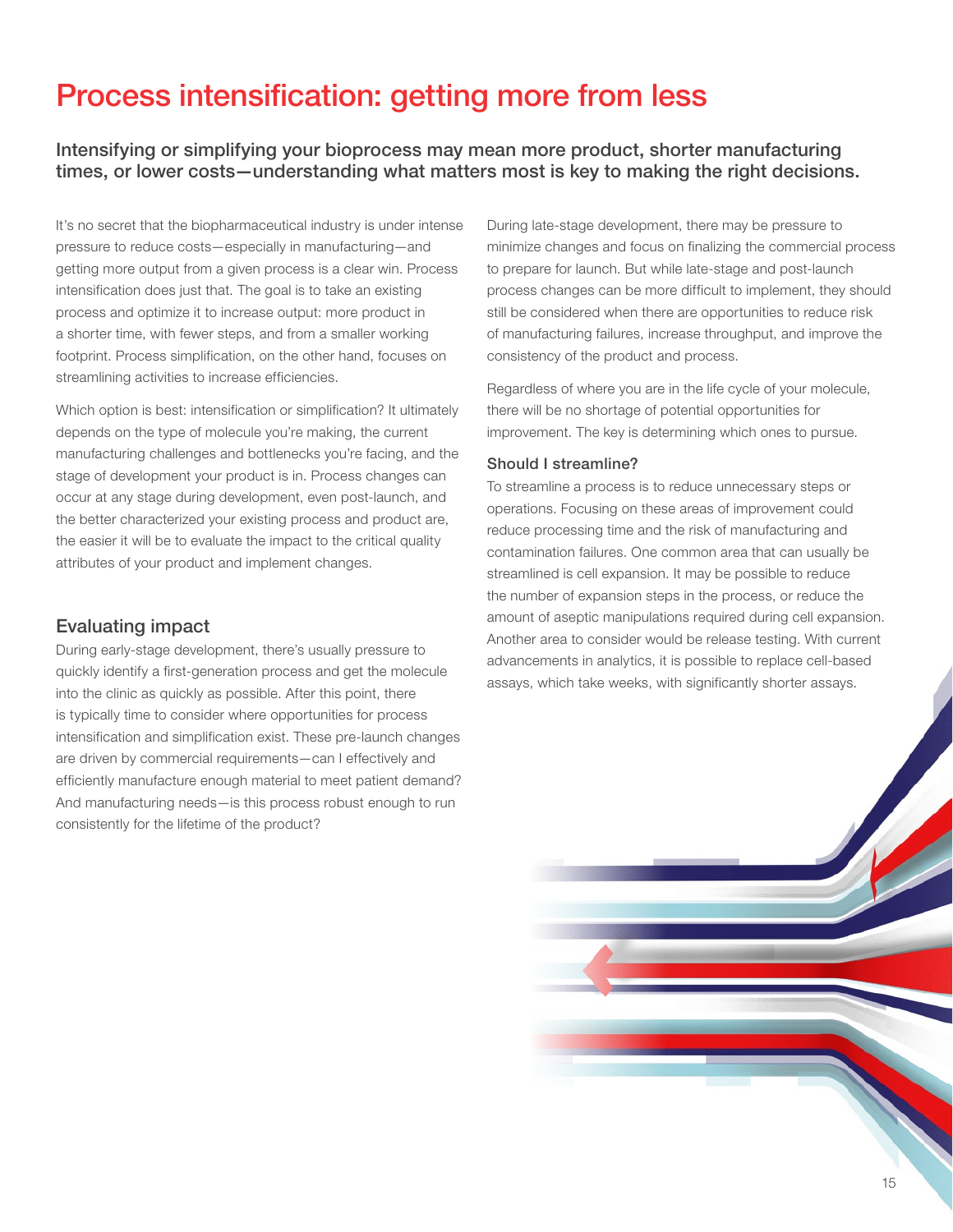# Process intensification: getting more from less

## Intensifying or simplifying your bioprocess may mean more product, shorter manufacturing times, or lower costs—understanding what matters most is key to making the right decisions.

It's no secret that the biopharmaceutical industry is under intense pressure to reduce costs—especially in manufacturing—and getting more output from a given process is a clear win. Process intensification does just that. The goal is to take an existing process and optimize it to increase output: more product in a shorter time, with fewer steps, and from a smaller working footprint. Process simplification, on the other hand, focuses on streamlining activities to increase efficiencies.

Which option is best: intensification or simplification? It ultimately depends on the type of molecule you're making, the current manufacturing challenges and bottlenecks you're facing, and the stage of development your product is in. Process changes can occur at any stage during development, even post-launch, and the better characterized your existing process and product are, the easier it will be to evaluate the impact to the critical quality attributes of your product and implement changes.

## Evaluating impact

During early-stage development, there's usually pressure to quickly identify a first-generation process and get the molecule into the clinic as quickly as possible. After this point, there is typically time to consider where opportunities for process intensification and simplification exist. These pre-launch changes are driven by commercial requirements—can I effectively and efficiently manufacture enough material to meet patient demand? And manufacturing needs—is this process robust enough to run consistently for the lifetime of the product?

During late-stage development, there may be pressure to minimize changes and focus on finalizing the commercial process to prepare for launch. But while late-stage and post-launch process changes can be more difficult to implement, they should still be considered when there are opportunities to reduce risk of manufacturing failures, increase throughput, and improve the consistency of the product and process.

Regardless of where you are in the life cycle of your molecule, there will be no shortage of potential opportunities for improvement. The key is determining which ones to pursue.

### Should I streamline?

To streamline a process is to reduce unnecessary steps or operations. Focusing on these areas of improvement could reduce processing time and the risk of manufacturing and contamination failures. One common area that can usually be streamlined is cell expansion. It may be possible to reduce the number of expansion steps in the process, or reduce the amount of aseptic manipulations required during cell expansion. Another area to consider would be release testing. With current advancements in analytics, it is possible to replace cell-based assays, which take weeks, with significantly shorter assays.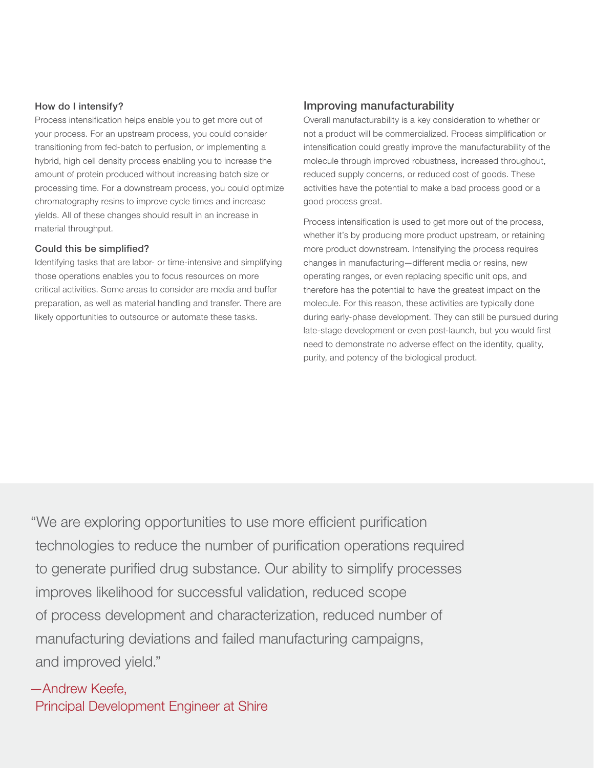### How do I intensify?

Process intensification helps enable you to get more out of your process. For an upstream process, you could consider transitioning from fed-batch to perfusion, or implementing a hybrid, high cell density process enabling you to increase the amount of protein produced without increasing batch size or processing time. For a downstream process, you could optimize chromatography resins to improve cycle times and increase yields. All of these changes should result in an increase in material throughput.

### Could this be simplified?

Identifying tasks that are labor- or time-intensive and simplifying those operations enables you to focus resources on more critical activities. Some areas to consider are media and buffer preparation, as well as material handling and transfer. There are likely opportunities to outsource or automate these tasks.

## Improving manufacturability

Overall manufacturability is a key consideration to whether or not a product will be commercialized. Process simplification or intensification could greatly improve the manufacturability of the molecule through improved robustness, increased throughout, reduced supply concerns, or reduced cost of goods. These activities have the potential to make a bad process good or a good process great.

Process intensification is used to get more out of the process, whether it's by producing more product upstream, or retaining more product downstream. Intensifying the process requires changes in manufacturing—different media or resins, new operating ranges, or even replacing specific unit ops, and therefore has the potential to have the greatest impact on the molecule. For this reason, these activities are typically done during early-phase development. They can still be pursued during late-stage development or even post-launch, but you would first need to demonstrate no adverse effect on the identity, quality, purity, and potency of the biological product.

> "We are exploring opportunities to use more efficient purification technologies to reduce the number of purification operations required to generate purified drug substance. Our ability to simplify processes improves likelihood for successful validation, reduced scope of process development and characterization, reduced number of manufacturing deviations and failed manufacturing campaigns, and improved yield."
>
> —Andrew Keefe,
> Principal Development Engineer at Shire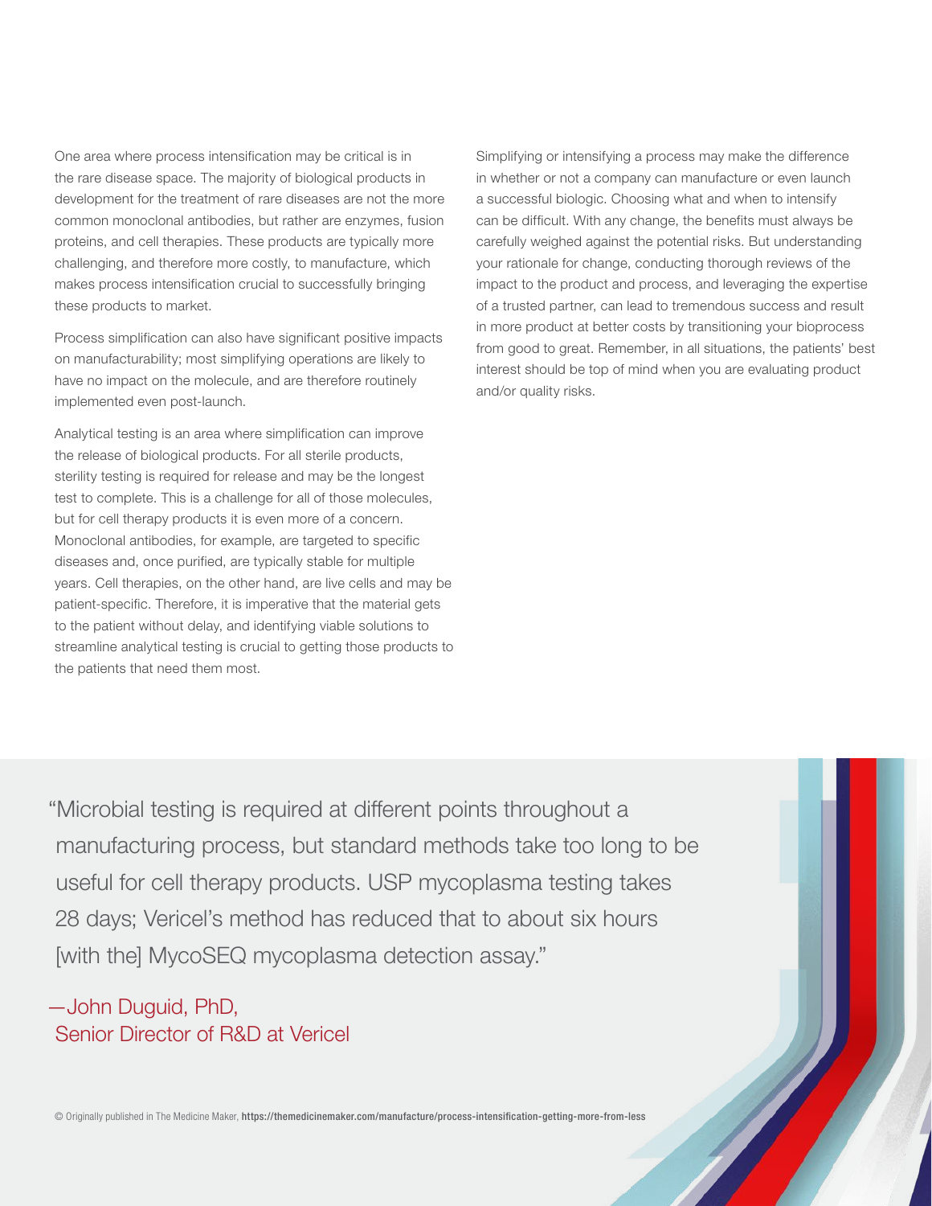One area where process intensification may be critical is in the rare disease space. The majority of biological products in development for the treatment of rare diseases are not the more common monoclonal antibodies, but rather are enzymes, fusion proteins, and cell therapies. These products are typically more challenging, and therefore more costly, to manufacture, which makes process intensification crucial to successfully bringing these products to market.

Process simplification can also have significant positive impacts on manufacturability; most simplifying operations are likely to have no impact on the molecule, and are therefore routinely implemented even post-launch.

Analytical testing is an area where simplification can improve the release of biological products. For all sterile products, sterility testing is required for release and may be the longest test to complete. This is a challenge for all of those molecules, but for cell therapy products it is even more of a concern. Monoclonal antibodies, for example, are targeted to specific diseases and, once purified, are typically stable for multiple years. Cell therapies, on the other hand, are live cells and may be patient-specific. Therefore, it is imperative that the material gets to the patient without delay, and identifying viable solutions to streamline analytical testing is crucial to getting those products to the patients that need them most.

Simplifying or intensifying a process may make the difference in whether or not a company can manufacture or even launch a successful biologic. Choosing what and when to intensify can be difficult. With any change, the benefits must always be carefully weighed against the potential risks. But understanding your rationale for change, conducting thorough reviews of the impact to the product and process, and leveraging the expertise of a trusted partner, can lead to tremendous success and result in more product at better costs by transitioning your bioprocess from good to great. Remember, in all situations, the patients' best interest should be top of mind when you are evaluating product and/or quality risks.

> "Microbial testing is required at different points throughout a manufacturing process, but standard methods take too long to be useful for cell therapy products. USP mycoplasma testing takes 28 days; Vericel's method has reduced that to about six hours [with the] MycoSEQ mycoplasma detection assay."
>
> —John Duguid, PhD, Senior Director of R&D at Vericel

© Originally published in The Medicine Maker, **https://themedicinemaker.com/manufacture/process-intensification-getting-more-from-less**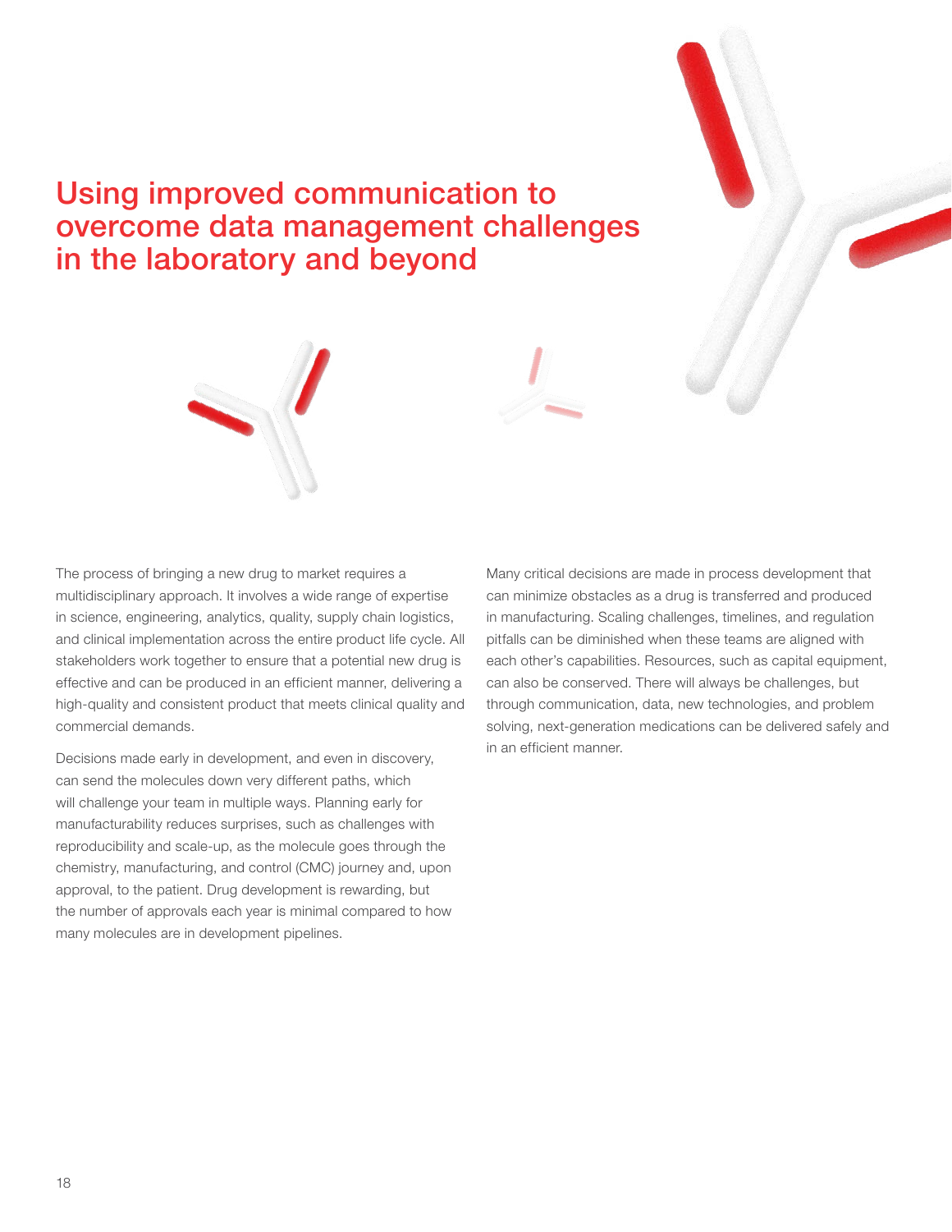# Using improved communication to overcome data management challenges in the laboratory and beyond

The process of bringing a new drug to market requires a multidisciplinary approach. It involves a wide range of expertise in science, engineering, analytics, quality, supply chain logistics, and clinical implementation across the entire product life cycle. All stakeholders work together to ensure that a potential new drug is effective and can be produced in an efficient manner, delivering a high-quality and consistent product that meets clinical quality and commercial demands.

Decisions made early in development, and even in discovery, can send the molecules down very different paths, which will challenge your team in multiple ways. Planning early for manufacturability reduces surprises, such as challenges with reproducibility and scale-up, as the molecule goes through the chemistry, manufacturing, and control (CMC) journey and, upon approval, to the patient. Drug development is rewarding, but the number of approvals each year is minimal compared to how many molecules are in development pipelines.

Many critical decisions are made in process development that can minimize obstacles as a drug is transferred and produced in manufacturing. Scaling challenges, timelines, and regulation pitfalls can be diminished when these teams are aligned with each other's capabilities. Resources, such as capital equipment, can also be conserved. There will always be challenges, but through communication, data, new technologies, and problem solving, next-generation medications can be delivered safely and in an efficient manner.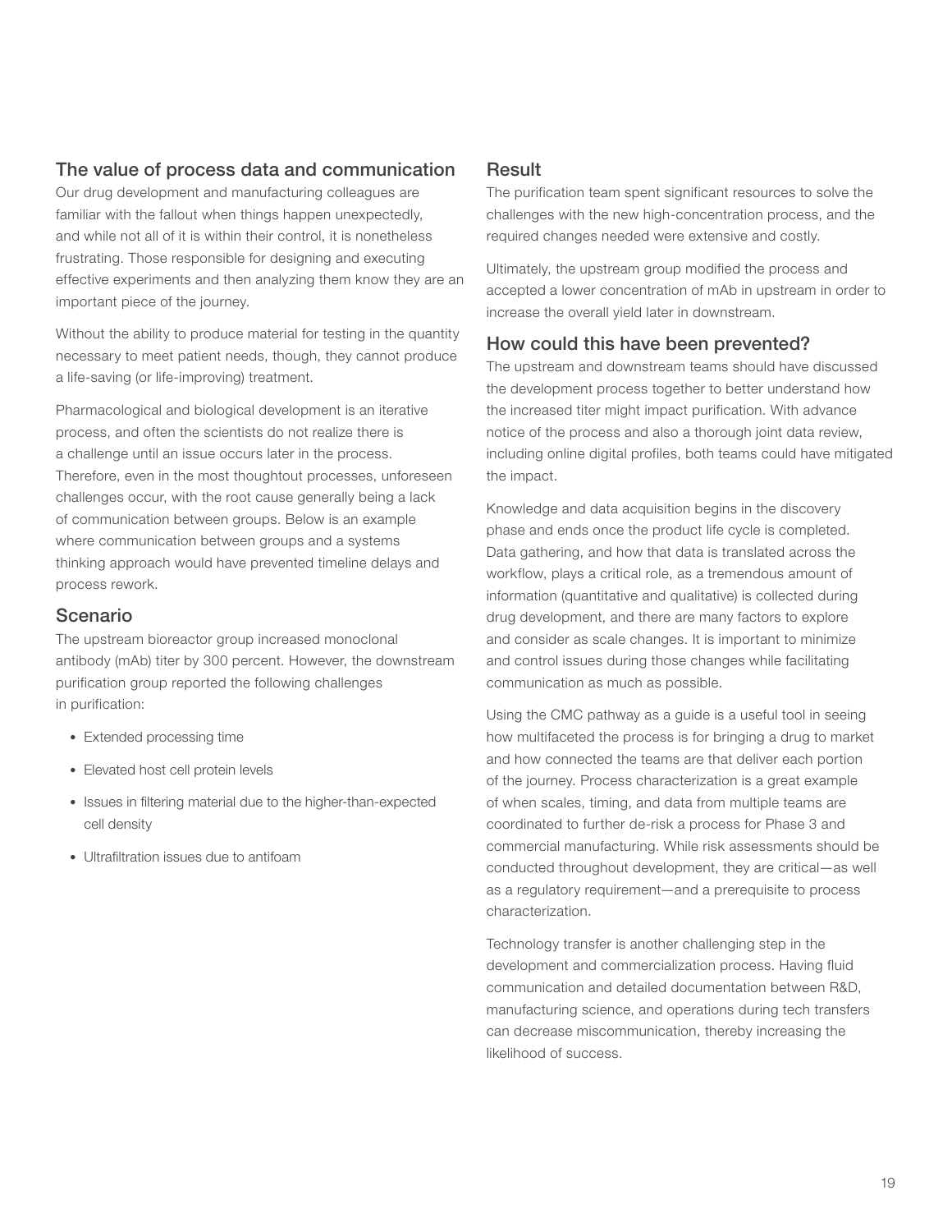## The value of process data and communication

Our drug development and manufacturing colleagues are familiar with the fallout when things happen unexpectedly, and while not all of it is within their control, it is nonetheless frustrating. Those responsible for designing and executing effective experiments and then analyzing them know they are an important piece of the journey.

Without the ability to produce material for testing in the quantity necessary to meet patient needs, though, they cannot produce a life-saving (or life-improving) treatment.

Pharmacological and biological development is an iterative process, and often the scientists do not realize there is a challenge until an issue occurs later in the process. Therefore, even in the most thoughtout processes, unforeseen challenges occur, with the root cause generally being a lack of communication between groups. Below is an example where communication between groups and a systems thinking approach would have prevented timeline delays and process rework.

## Scenario

The upstream bioreactor group increased monoclonal antibody (mAb) titer by 300 percent. However, the downstream purification group reported the following challenges in purification:

- Extended processing time
- Elevated host cell protein levels
- Issues in filtering material due to the higher-than-expected cell density
- Ultrafiltration issues due to antifoam

## Result

The purification team spent significant resources to solve the challenges with the new high-concentration process, and the required changes needed were extensive and costly.

Ultimately, the upstream group modified the process and accepted a lower concentration of mAb in upstream in order to increase the overall yield later in downstream.

## How could this have been prevented?

The upstream and downstream teams should have discussed the development process together to better understand how the increased titer might impact purification. With advance notice of the process and also a thorough joint data review, including online digital profiles, both teams could have mitigated the impact.

Knowledge and data acquisition begins in the discovery phase and ends once the product life cycle is completed. Data gathering, and how that data is translated across the workflow, plays a critical role, as a tremendous amount of information (quantitative and qualitative) is collected during drug development, and there are many factors to explore and consider as scale changes. It is important to minimize and control issues during those changes while facilitating communication as much as possible.

Using the CMC pathway as a guide is a useful tool in seeing how multifaceted the process is for bringing a drug to market and how connected the teams are that deliver each portion of the journey. Process characterization is a great example of when scales, timing, and data from multiple teams are coordinated to further de-risk a process for Phase 3 and commercial manufacturing. While risk assessments should be conducted throughout development, they are critical—as well as a regulatory requirement—and a prerequisite to process characterization.

Technology transfer is another challenging step in the development and commercialization process. Having fluid communication and detailed documentation between R&D, manufacturing science, and operations during tech transfers can decrease miscommunication, thereby increasing the likelihood of success.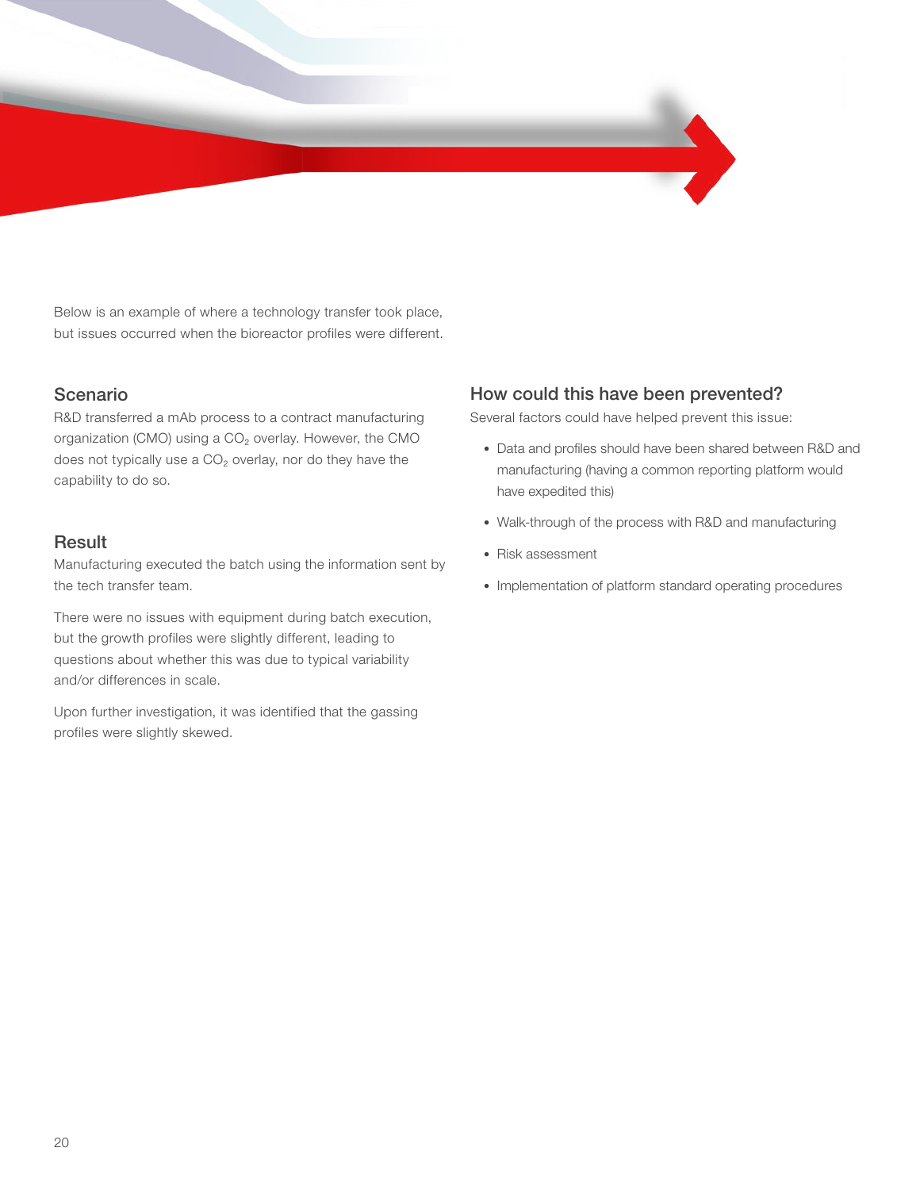Below is an example of where a technology transfer took place, but issues occurred when the bioreactor profiles were different.

## Scenario

R&D transferred a mAb process to a contract manufacturing organization (CMO) using a $CO_2$ overlay. However, the CMO does not typically use a $CO_2$ overlay, nor do they have the capability to do so.

## Result

Manufacturing executed the batch using the information sent by the tech transfer team.

There were no issues with equipment during batch execution, but the growth profiles were slightly different, leading to questions about whether this was due to typical variability and/or differences in scale.

Upon further investigation, it was identified that the gassing profiles were slightly skewed.

## How could this have been prevented?

Several factors could have helped prevent this issue:

- Data and profiles should have been shared between R&D and manufacturing (having a common reporting platform would have expedited this)
- Walk-through of the process with R&D and manufacturing
- Risk assessment
- Implementation of platform standard operating procedures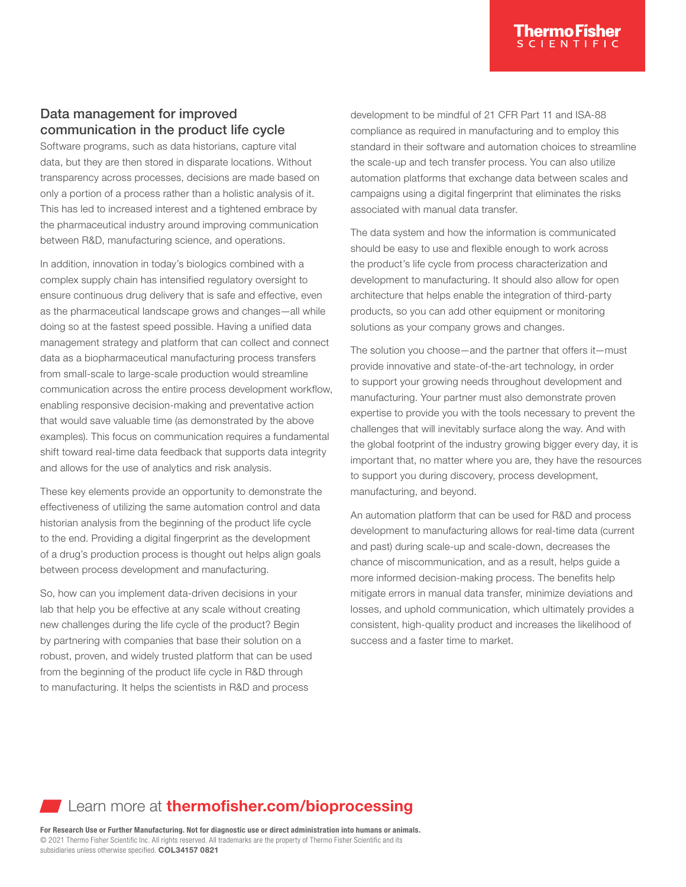## Data management for improved communication in the product life cycle

Software programs, such as data historians, capture vital data, but they are then stored in disparate locations. Without transparency across processes, decisions are made based on only a portion of a process rather than a holistic analysis of it. This has led to increased interest and a tightened embrace by the pharmaceutical industry around improving communication between R&D, manufacturing science, and operations.

In addition, innovation in today's biologics combined with a complex supply chain has intensified regulatory oversight to ensure continuous drug delivery that is safe and effective, even as the pharmaceutical landscape grows and changes—all while doing so at the fastest speed possible. Having a unified data management strategy and platform that can collect and connect data as a biopharmaceutical manufacturing process transfers from small-scale to large-scale production would streamline communication across the entire process development workflow, enabling responsive decision-making and preventative action that would save valuable time (as demonstrated by the above examples). This focus on communication requires a fundamental shift toward real-time data feedback that supports data integrity and allows for the use of analytics and risk analysis.

These key elements provide an opportunity to demonstrate the effectiveness of utilizing the same automation control and data historian analysis from the beginning of the product life cycle to the end. Providing a digital fingerprint as the development of a drug's production process is thought out helps align goals between process development and manufacturing.

So, how can you implement data-driven decisions in your lab that help you be effective at any scale without creating new challenges during the life cycle of the product? Begin by partnering with companies that base their solution on a robust, proven, and widely trusted platform that can be used from the beginning of the product life cycle in R&D through to manufacturing. It helps the scientists in R&D and process development to be mindful of 21 CFR Part 11 and ISA-88 compliance as required in manufacturing and to employ this standard in their software and automation choices to streamline the scale-up and tech transfer process. You can also utilize automation platforms that exchange data between scales and campaigns using a digital fingerprint that eliminates the risks associated with manual data transfer.

The data system and how the information is communicated should be easy to use and flexible enough to work across the product's life cycle from process characterization and development to manufacturing. It should also allow for open architecture that helps enable the integration of third-party products, so you can add other equipment or monitoring solutions as your company grows and changes.

The solution you choose—and the partner that offers it—must provide innovative and state-of-the-art technology, in order to support your growing needs throughout development and manufacturing. Your partner must also demonstrate proven expertise to provide you with the tools necessary to prevent the challenges that will inevitably surface along the way. And with the global footprint of the industry growing bigger every day, it is important that, no matter where you are, they have the resources to support you during discovery, process development, manufacturing, and beyond.

An automation platform that can be used for R&D and process development to manufacturing allows for real-time data (current and past) during scale-up and scale-down, decreases the chance of miscommunication, and as a result, helps guide a more informed decision-making process. The benefits help mitigate errors in manual data transfer, minimize deviations and losses, and uphold communication, which ultimately provides a consistent, high-quality product and increases the likelihood of success and a faster time to market.

Learn more at **thermofisher.com/bioprocessing**

**For Research Use or Further Manufacturing. Not for diagnostic use or direct administration into humans or animals.**
© 2021 Thermo Fisher Scientific Inc. All rights reserved. All trademarks are the property of Thermo Fisher Scientific and its subsidiaries unless otherwise specified. **COL34157 0821**